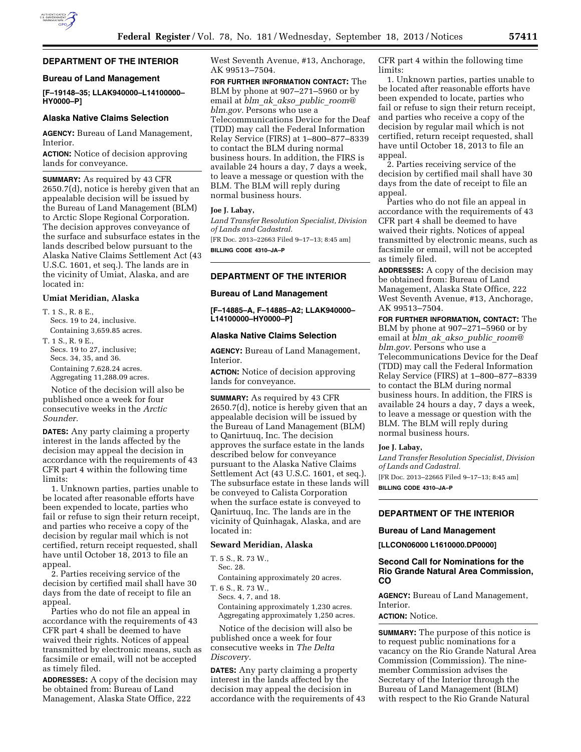## DEPARTMENT OF THE INTERIOR

### Bureau of Land Management

**[F–19148–35; LLAK940000–L14100000–HY0000–P]**

### Alaska Native Claims Selection

**AGENCY:** Bureau of Land Management, Interior.

**ACTION:** Notice of decision approving lands for conveyance.

**SUMMARY:** As required by 43 CFR 2650.7(d), notice is hereby given that an appealable decision will be issued by the Bureau of Land Management (BLM) to Arctic Slope Regional Corporation. The decision approves conveyance of the surface and subsurface estates in the lands described below pursuant to the Alaska Native Claims Settlement Act (43 U.S.C. 1601, et seq.). The lands are in the vicinity of Umiat, Alaska, and are located in:

#### Umiat Meridian, Alaska

T. 1 S., R. 8 E.,
Secs. 19 to 24, inclusive.
Containing 3,659.85 acres.

T. 1 S., R. 9 E.,
Secs. 19 to 27, inclusive;
Secs. 34, 35, and 36.
Containing 7,628.24 acres.
Aggregating 11,288.09 acres.

Notice of the decision will also be published once a week for four consecutive weeks in the *Arctic Sounder.*

**DATES:** Any party claiming a property interest in the lands affected by the decision may appeal the decision in accordance with the requirements of 43 CFR part 4 within the following time limits:

1. Unknown parties, parties unable to be located after reasonable efforts have been expended to locate, parties who fail or refuse to sign their return receipt, and parties who receive a copy of the decision by regular mail which is not certified, return receipt requested, shall have until October 18, 2013 to file an appeal.

2. Parties receiving service of the decision by certified mail shall have 30 days from the date of receipt to file an appeal.

Parties who do not file an appeal in accordance with the requirements of 43 CFR part 4 shall be deemed to have waived their rights. Notices of appeal transmitted by electronic means, such as facsimile or email, will not be accepted as timely filed.

**ADDRESSES:** A copy of the decision may be obtained from: Bureau of Land Management, Alaska State Office, 222 West Seventh Avenue, #13, Anchorage, AK 99513–7504.

**FOR FURTHER INFORMATION CONTACT:** The BLM by phone at 907–271–5960 or by email at *blm_ak_akso_public_room@blm.gov.* Persons who use a Telecommunications Device for the Deaf (TDD) may call the Federal Information Relay Service (FIRS) at 1–800–877–8339 to contact the BLM during normal business hours. In addition, the FIRS is available 24 hours a day, 7 days a week, to leave a message or question with the BLM. The BLM will reply during normal business hours.

**Joe J. Labay,**

*Land Transfer Resolution Specialist, Division of Lands and Cadastral.*

[FR Doc. 2013–22663 Filed 9–17–13; 8:45 am]

**BILLING CODE 4310–JA–P**

---

## DEPARTMENT OF THE INTERIOR

### Bureau of Land Management

**[F–14885–A, F–14885–A2; LLAK940000–L14100000–HY0000–P]**

### Alaska Native Claims Selection

**AGENCY:** Bureau of Land Management, Interior.

**ACTION:** Notice of decision approving lands for conveyance.

**SUMMARY:** As required by 43 CFR 2650.7(d), notice is hereby given that an appealable decision will be issued by the Bureau of Land Management (BLM) to Qanirtuuq, Inc. The decision approves the surface estate in the lands described below for conveyance pursuant to the Alaska Native Claims Settlement Act (43 U.S.C. 1601, et seq.). The subsurface estate in these lands will be conveyed to Calista Corporation when the surface estate is conveyed to Qanirtuuq, Inc. The lands are in the vicinity of Quinhagak, Alaska, and are located in:

#### Seward Meridian, Alaska

T. 5 S., R. 73 W.,
Sec. 28.
Containing approximately 20 acres.

T. 6 S., R. 73 W.,
Secs. 4, 7, and 18.
Containing approximately 1,230 acres.
Aggregating approximately 1,250 acres.

Notice of the decision will also be published once a week for four consecutive weeks in *The Delta Discovery.*

**DATES:** Any party claiming a property interest in the lands affected by the decision may appeal the decision in accordance with the requirements of 43 CFR part 4 within the following time limits:

1. Unknown parties, parties unable to be located after reasonable efforts have been expended to locate, parties who fail or refuse to sign their return receipt, and parties who receive a copy of the decision by regular mail which is not certified, return receipt requested, shall have until October 18, 2013 to file an appeal.

2. Parties receiving service of the decision by certified mail shall have 30 days from the date of receipt to file an appeal.

Parties who do not file an appeal in accordance with the requirements of 43 CFR part 4 shall be deemed to have waived their rights. Notices of appeal transmitted by electronic means, such as facsimile or email, will not be accepted as timely filed.

**ADDRESSES:** A copy of the decision may be obtained from: Bureau of Land Management, Alaska State Office, 222 West Seventh Avenue, #13, Anchorage, AK 99513–7504.

**FOR FURTHER INFORMATION, CONTACT:** The BLM by phone at 907–271–5960 or by email at *blm_ak_akso_public_room@blm.gov*. Persons who use a Telecommunications Device for the Deaf (TDD) may call the Federal Information Relay Service (FIRS) at 1–800–877–8339 to contact the BLM during normal business hours. In addition, the FIRS is available 24 hours a day, 7 days a week, to leave a message or question with the BLM. The BLM will reply during normal business hours.

**Joe J. Labay,**

*Land Transfer Resolution Specialist, Division of Lands and Cadastral.*

[FR Doc. 2013–22665 Filed 9–17–13; 8:45 am]

**BILLING CODE 4310–JA–P**

---

## DEPARTMENT OF THE INTERIOR

### Bureau of Land Management

**[LLCON06000 L1610000.DP0000]**

### Second Call for Nominations for the Rio Grande Natural Area Commission, CO

**AGENCY:** Bureau of Land Management, Interior.

**ACTION:** Notice.

**SUMMARY:** The purpose of this notice is to request public nominations for a vacancy on the Rio Grande Natural Area Commission (Commission). The nine-member Commission advises the Secretary of the Interior through the Bureau of Land Management (BLM) with respect to the Rio Grande Natural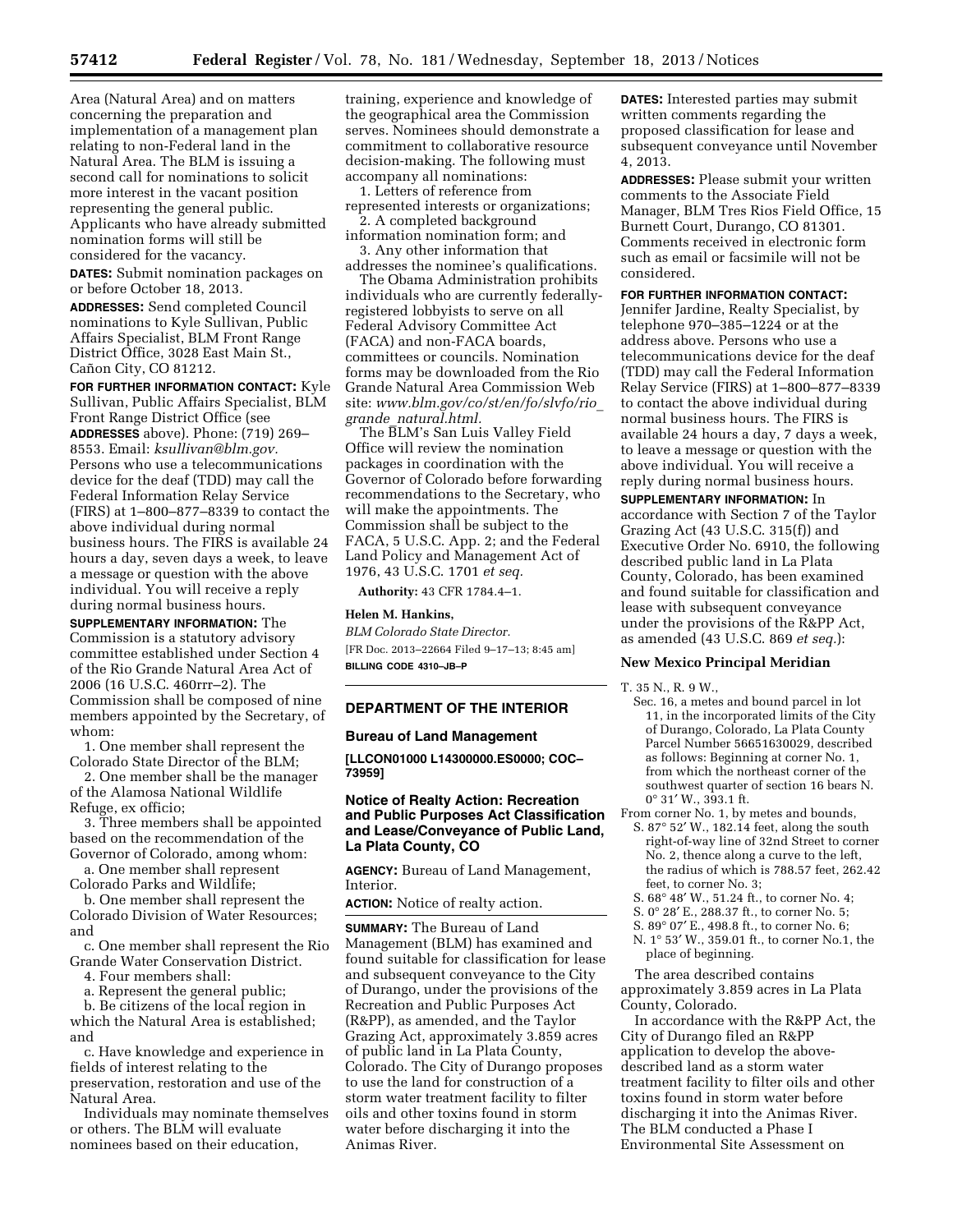Area (Natural Area) and on matters concerning the preparation and implementation of a management plan relating to non-Federal land in the Natural Area. The BLM is issuing a second call for nominations to solicit more interest in the vacant position representing the general public. Applicants who have already submitted nomination forms will still be considered for the vacancy.

**DATES:** Submit nomination packages on or before October 18, 2013.

**ADDRESSES:** Send completed Council nominations to Kyle Sullivan, Public Affairs Specialist, BLM Front Range District Office, 3028 East Main St., Cañon City, CO 81212.

**FOR FURTHER INFORMATION CONTACT:** Kyle Sullivan, Public Affairs Specialist, BLM Front Range District Office (see **ADDRESSES** above). Phone: (719) 269–8553. Email: *ksullivan@blm.gov.* Persons who use a telecommunications device for the deaf (TDD) may call the Federal Information Relay Service (FIRS) at 1–800–877–8339 to contact the above individual during normal business hours. The FIRS is available 24 hours a day, seven days a week, to leave a message or question with the above individual. You will receive a reply during normal business hours.

**SUPPLEMENTARY INFORMATION:** The Commission is a statutory advisory committee established under Section 4 of the Rio Grande Natural Area Act of 2006 (16 U.S.C. 460rrr–2). The Commission shall be composed of nine members appointed by the Secretary, of whom:

1. One member shall represent the Colorado State Director of the BLM;

2. One member shall be the manager of the Alamosa National Wildlife Refuge, ex officio;

3. Three members shall be appointed based on the recommendation of the Governor of Colorado, among whom:

a. One member shall represent Colorado Parks and Wildlife;

b. One member shall represent the Colorado Division of Water Resources; and

c. One member shall represent the Rio Grande Water Conservation District.

4. Four members shall:

a. Represent the general public;

b. Be citizens of the local region in which the Natural Area is established; and

c. Have knowledge and experience in fields of interest relating to the preservation, restoration and use of the Natural Area.

Individuals may nominate themselves or others. The BLM will evaluate nominees based on their education, training, experience and knowledge of the geographical area the Commission serves. Nominees should demonstrate a commitment to collaborative resource decision-making. The following must accompany all nominations:

1. Letters of reference from represented interests or organizations;

2. A completed background information nomination form; and

3. Any other information that addresses the nominee's qualifications.

The Obama Administration prohibits individuals who are currently federally-registered lobbyists to serve on all Federal Advisory Committee Act (FACA) and non-FACA boards, committees or councils. Nomination forms may be downloaded from the Rio Grande Natural Area Commission Web site: *www.blm.gov/co/st/en/fo/slvfo/rio_grande_natural.html.*

The BLM's San Luis Valley Field Office will review the nomination packages in coordination with the Governor of Colorado before forwarding recommendations to the Secretary, who will make the appointments. The Commission shall be subject to the FACA, 5 U.S.C. App. 2; and the Federal Land Policy and Management Act of 1976, 43 U.S.C. 1701 *et seq.*

**Authority:** 43 CFR 1784.4–1.

**Helen M. Hankins,**

*BLM Colorado State Director.*

[FR Doc. 2013–22664 Filed 9–17–13; 8:45 am]

**BILLING CODE 4310–JB–P**

---

## DEPARTMENT OF THE INTERIOR

### Bureau of Land Management

**[LLCON01000 L14300000.ES0000; COC–73959]**

### Notice of Realty Action: Recreation and Public Purposes Act Classification and Lease/Conveyance of Public Land, La Plata County, CO

**AGENCY:** Bureau of Land Management, Interior.

**ACTION:** Notice of realty action.

**SUMMARY:** The Bureau of Land Management (BLM) has examined and found suitable for classification for lease and subsequent conveyance to the City of Durango, under the provisions of the Recreation and Public Purposes Act (R&PP), as amended, and the Taylor Grazing Act, approximately 3.859 acres of public land in La Plata County, Colorado. The City of Durango proposes to use the land for construction of a storm water treatment facility to filter oils and other toxins found in storm water before discharging it into the Animas River.

**DATES:** Interested parties may submit written comments regarding the proposed classification for lease and subsequent conveyance until November 4, 2013.

**ADDRESSES:** Please submit your written comments to the Associate Field Manager, BLM Tres Rios Field Office, 15 Burnett Court, Durango, CO 81301. Comments received in electronic form such as email or facsimile will not be considered.

**FOR FURTHER INFORMATION CONTACT:** Jennifer Jardine, Realty Specialist, by telephone 970–385–1224 or at the address above. Persons who use a telecommunications device for the deaf (TDD) may call the Federal Information Relay Service (FIRS) at 1–800–877–8339 to contact the above individual during normal business hours. The FIRS is available 24 hours a day, 7 days a week, to leave a message or question with the above individual. You will receive a reply during normal business hours.

**SUPPLEMENTARY INFORMATION:** In accordance with Section 7 of the Taylor Grazing Act (43 U.S.C. 315(f)) and Executive Order No. 6910, the following described public land in La Plata County, Colorado, has been examined and found suitable for classification and lease with subsequent conveyance under the provisions of the R&PP Act, as amended (43 U.S.C. 869 *et seq.*):

#### New Mexico Principal Meridian

T. 35 N., R. 9 W.,

Sec. 16, a metes and bound parcel in lot 11, in the incorporated limits of the City of Durango, Colorado, La Plata County Parcel Number 56651630029, described as follows: Beginning at corner No. 1, from which the northeast corner of the southwest quarter of section 16 bears N. 0° 31′ W., 393.1 ft.

From corner No. 1, by metes and bounds,

S. 87° 52′ W., 182.14 feet, along the south right-of-way line of 32nd Street to corner No. 2, thence along a curve to the left, the radius of which is 788.57 feet, 262.42 feet, to corner No. 3;

S. 68° 48′ W., 51.24 ft., to corner No. 4;

S. 0° 28′ E., 288.37 ft., to corner No. 5;

S. 89° 07′ E., 498.8 ft., to corner No. 6;

N. 1° 53′ W., 359.01 ft., to corner No.1, the place of beginning.

The area described contains approximately 3.859 acres in La Plata County, Colorado.

In accordance with the R&PP Act, the City of Durango filed an R&PP application to develop the above-described land as a storm water treatment facility to filter oils and other toxins found in storm water before discharging it into the Animas River. The BLM conducted a Phase I Environmental Site Assessment on